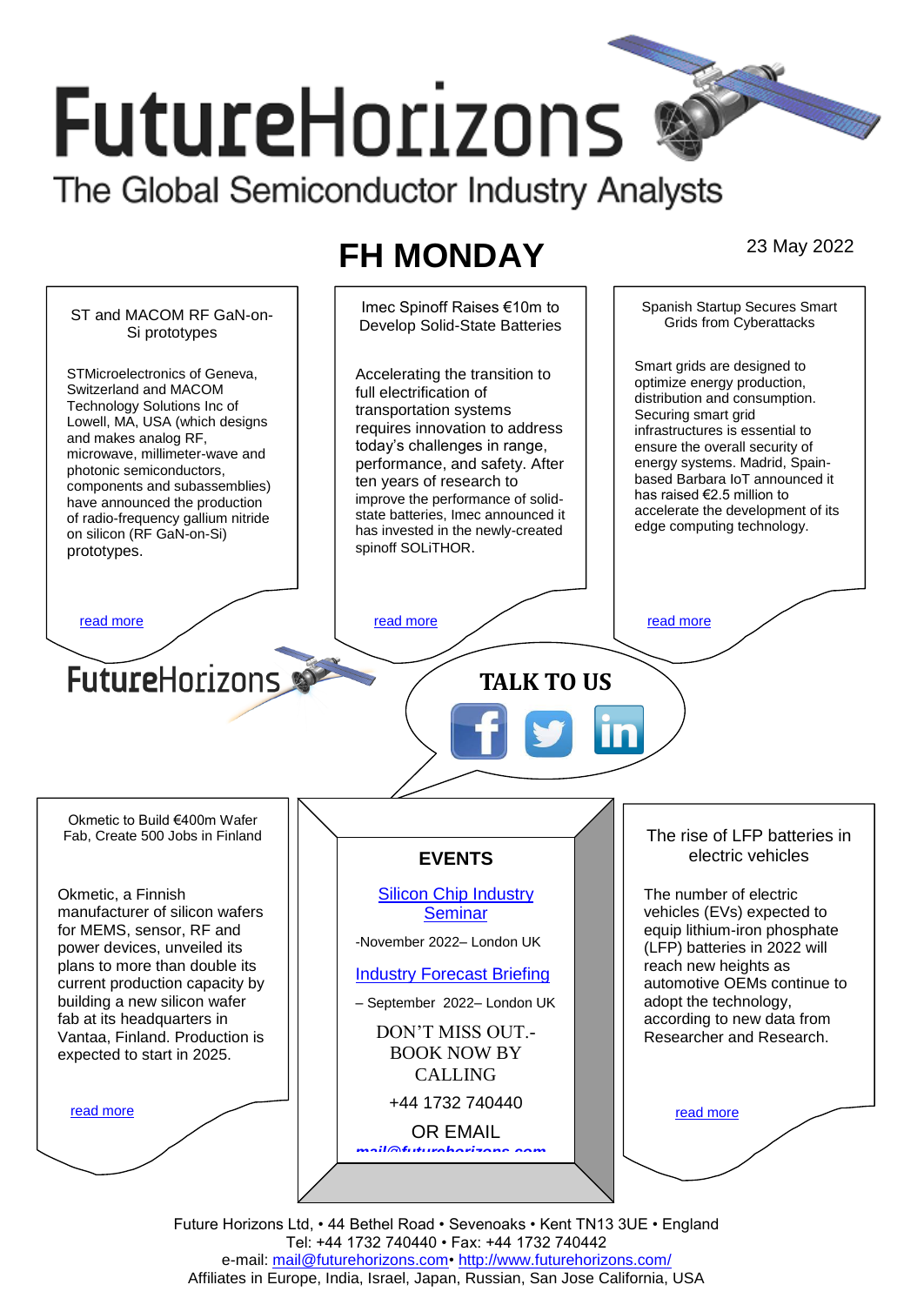# FutureHorizons

The Global Semiconductor Industry Analysts

## FH MONDAY

23 May 2022

### ST and MACOM RF GaN-on-Si prototypes

STMicroelectronics of Geneva, Switzerland and MACOM Technology Solutions Inc of Lowell, MA, USA (which designs and makes analog RF, microwave, millimeter-wave and photonic semiconductors, components and subassemblies) have announced the production of radio-frequency gallium nitride on silicon (RF GaN-on-Si) prototypes.

read more

### Imec Spinoff Raises €10m to Develop Solid-State Batteries

Accelerating the transition to full electrification of transportation systems requires innovation to address today's challenges in range, performance, and safety. After ten years of research to improve the performance of solid-state batteries, Imec announced it has invested in the newly-created spinoff SOLiTHOR.

read more

### Spanish Startup Secures Smart Grids from Cyberattacks

Smart grids are designed to optimize energy production, distribution and consumption. Securing smart grid infrastructures is essential to ensure the overall security of energy systems. Madrid, Spain-based Barbara IoT announced it has raised €2.5 million to accelerate the development of its edge computing technology.

read more

FutureHorizons

**TALK TO US**

### Okmetic to Build €400m Wafer Fab, Create 500 Jobs in Finland

Okmetic, a Finnish manufacturer of silicon wafers for MEMS, sensor, RF and power devices, unveiled its plans to more than double its current production capacity by building a new silicon wafer fab at its headquarters in Vantaa, Finland. Production is expected to start in 2025.

read more

### EVENTS

Silicon Chip Industry Seminar

-November 2022– London UK

Industry Forecast Briefing

– September 2022– London UK

DON'T MISS OUT.- BOOK NOW BY CALLING

+44 1732 740440

OR EMAIL

mail@futurehorizons.com

### The rise of LFP batteries in electric vehicles

The number of electric vehicles (EVs) expected to equip lithium-iron phosphate (LFP) batteries in 2022 will reach new heights as automotive OEMs continue to adopt the technology, according to new data from Researcher and Research.

read more

Future Horizons Ltd, • 44 Bethel Road • Sevenoaks • Kent TN13 3UE • England
Tel: +44 1732 740440 • Fax: +44 1732 740442
e-mail: mail@futurehorizons.com• http://www.futurehorizons.com/
Affiliates in Europe, India, Israel, Japan, Russian, San Jose California, USA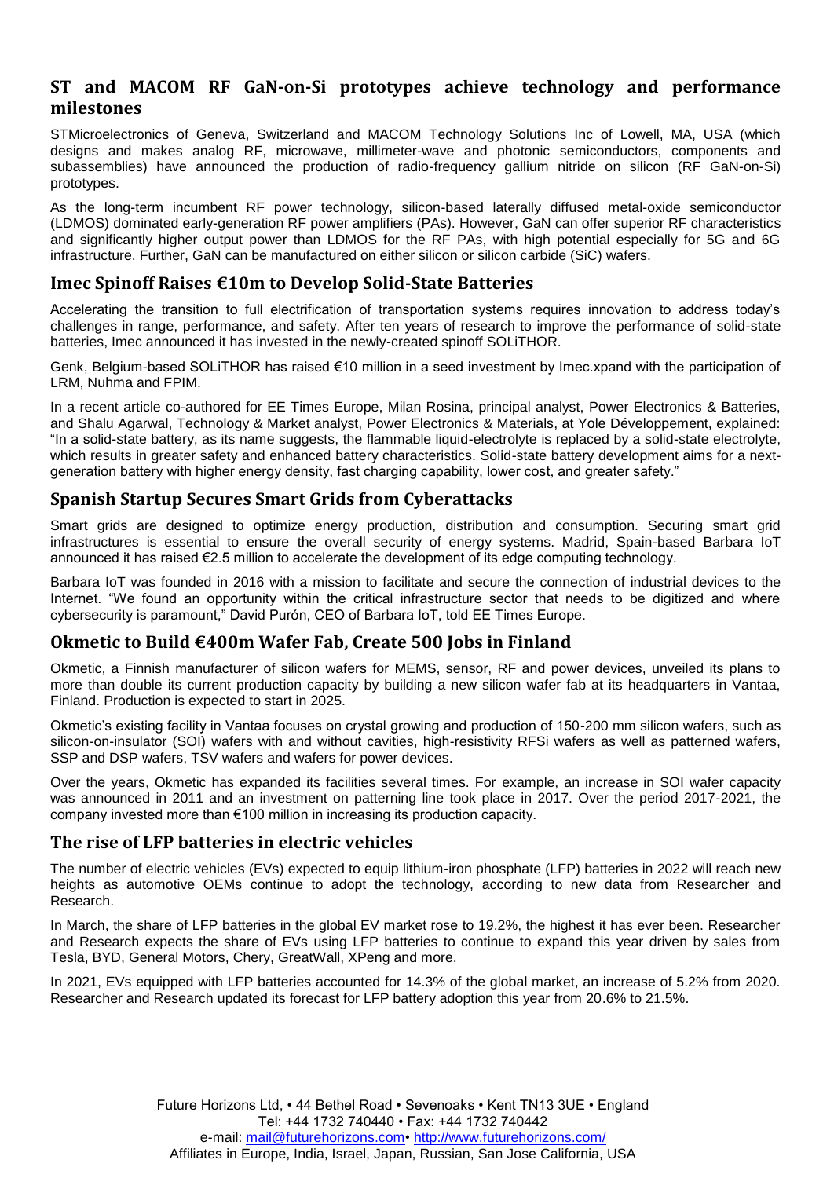## ST and MACOM RF GaN-on-Si prototypes achieve technology and performance milestones

STMicroelectronics of Geneva, Switzerland and MACOM Technology Solutions Inc of Lowell, MA, USA (which designs and makes analog RF, microwave, millimeter-wave and photonic semiconductors, components and subassemblies) have announced the production of radio-frequency gallium nitride on silicon (RF GaN-on-Si) prototypes.

As the long-term incumbent RF power technology, silicon-based laterally diffused metal-oxide semiconductor (LDMOS) dominated early-generation RF power amplifiers (PAs). However, GaN can offer superior RF characteristics and significantly higher output power than LDMOS for the RF PAs, with high potential especially for 5G and 6G infrastructure. Further, GaN can be manufactured on either silicon or silicon carbide (SiC) wafers.

## Imec Spinoff Raises €10m to Develop Solid-State Batteries

Accelerating the transition to full electrification of transportation systems requires innovation to address today's challenges in range, performance, and safety. After ten years of research to improve the performance of solid-state batteries, Imec announced it has invested in the newly-created spinoff SOLiTHOR.

Genk, Belgium-based SOLiTHOR has raised €10 million in a seed investment by Imec.xpand with the participation of LRM, Nuhma and FPIM.

In a recent article co-authored for EE Times Europe, Milan Rosina, principal analyst, Power Electronics & Batteries, and Shalu Agarwal, Technology & Market analyst, Power Electronics & Materials, at Yole Développement, explained: "In a solid-state battery, as its name suggests, the flammable liquid-electrolyte is replaced by a solid-state electrolyte, which results in greater safety and enhanced battery characteristics. Solid-state battery development aims for a next-generation battery with higher energy density, fast charging capability, lower cost, and greater safety."

## Spanish Startup Secures Smart Grids from Cyberattacks

Smart grids are designed to optimize energy production, distribution and consumption. Securing smart grid infrastructures is essential to ensure the overall security of energy systems. Madrid, Spain-based Barbara IoT announced it has raised €2.5 million to accelerate the development of its edge computing technology.

Barbara IoT was founded in 2016 with a mission to facilitate and secure the connection of industrial devices to the Internet. "We found an opportunity within the critical infrastructure sector that needs to be digitized and where cybersecurity is paramount," David Purón, CEO of Barbara IoT, told EE Times Europe.

## Okmetic to Build €400m Wafer Fab, Create 500 Jobs in Finland

Okmetic, a Finnish manufacturer of silicon wafers for MEMS, sensor, RF and power devices, unveiled its plans to more than double its current production capacity by building a new silicon wafer fab at its headquarters in Vantaa, Finland. Production is expected to start in 2025.

Okmetic's existing facility in Vantaa focuses on crystal growing and production of 150-200 mm silicon wafers, such as silicon-on-insulator (SOI) wafers with and without cavities, high-resistivity RFSi wafers as well as patterned wafers, SSP and DSP wafers, TSV wafers and wafers for power devices.

Over the years, Okmetic has expanded its facilities several times. For example, an increase in SOI wafer capacity was announced in 2011 and an investment on patterning line took place in 2017. Over the period 2017-2021, the company invested more than €100 million in increasing its production capacity.

## The rise of LFP batteries in electric vehicles

The number of electric vehicles (EVs) expected to equip lithium-iron phosphate (LFP) batteries in 2022 will reach new heights as automotive OEMs continue to adopt the technology, according to new data from Researcher and Research.

In March, the share of LFP batteries in the global EV market rose to 19.2%, the highest it has ever been. Researcher and Research expects the share of EVs using LFP batteries to continue to expand this year driven by sales from Tesla, BYD, General Motors, Chery, GreatWall, XPeng and more.

In 2021, EVs equipped with LFP batteries accounted for 14.3% of the global market, an increase of 5.2% from 2020. Researcher and Research updated its forecast for LFP battery adoption this year from 20.6% to 21.5%.

Future Horizons Ltd, • 44 Bethel Road • Sevenoaks • Kent TN13 3UE • England
Tel: +44 1732 740440 • Fax: +44 1732 740442
e-mail: mail@futurehorizons.com• http://www.futurehorizons.com/
Affiliates in Europe, India, Israel, Japan, Russian, San Jose California, USA